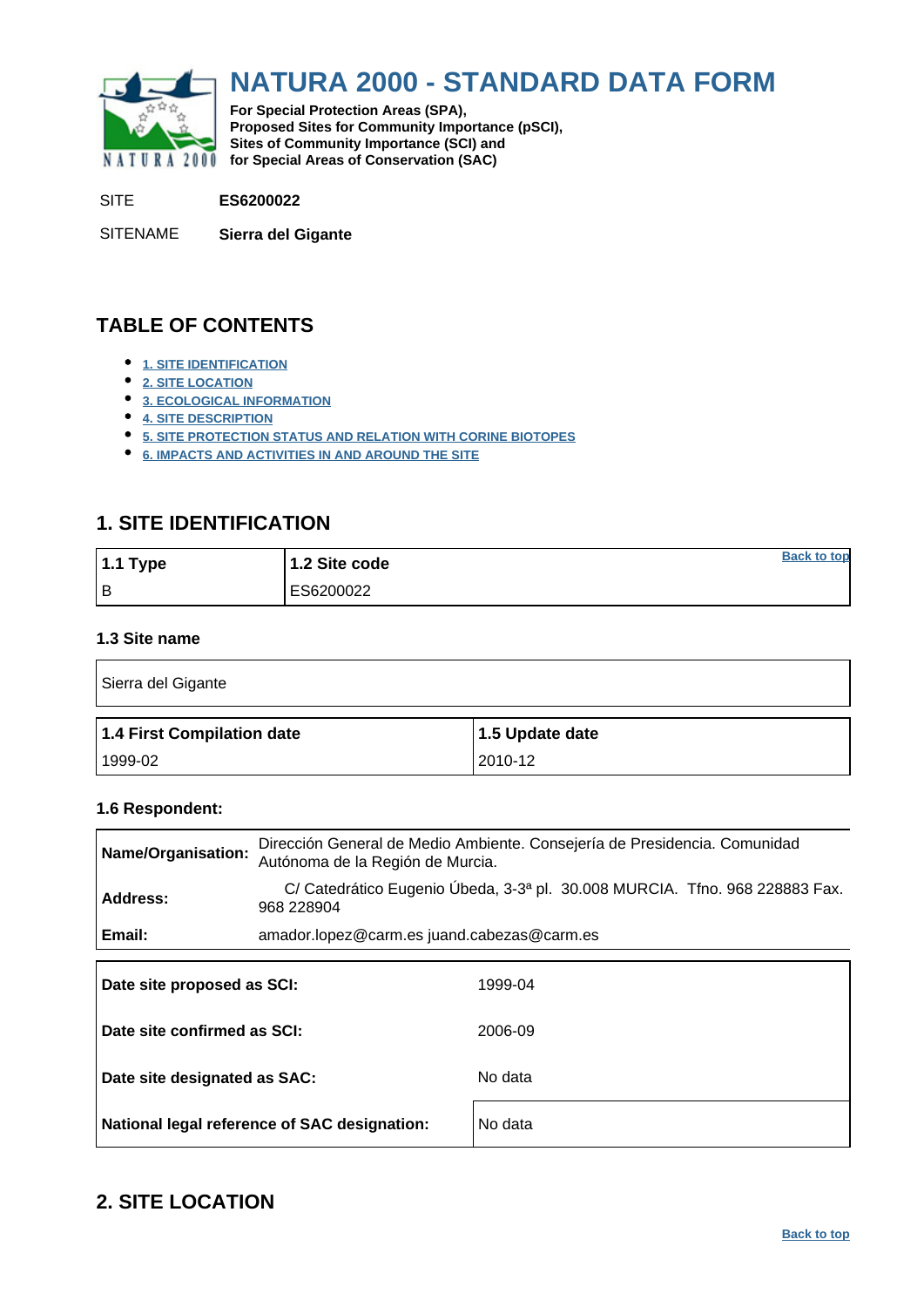# NATURA 2000 - STANDARD DATA FORM

**For Special Protection Areas (SPA), Proposed Sites for Community Importance (pSCI), Sites of Community Importance (SCI) and for Special Areas of Conservation (SAC)**

SITE **ES6200022**

SITENAME **Sierra del Gigante**

## TABLE OF CONTENTS

- 1. SITE IDENTIFICATION
- 2. SITE LOCATION
- 3. ECOLOGICAL INFORMATION
- 4. SITE DESCRIPTION
- 5. SITE PROTECTION STATUS AND RELATION WITH CORINE BIOTOPES
- 6. IMPACTS AND ACTIVITIES IN AND AROUND THE SITE

## 1. SITE IDENTIFICATION

| 1.1 Type | 1.2 Site code |
|---|---|
| B | ES6200022 |

### 1.3 Site name

Sierra del Gigante

| 1.4 First Compilation date | 1.5 Update date |
|---|---|
| 1999-02 | 2010-12 |

### 1.6 Respondent:

| | |
|---|---|
| **Name/Organisation:** | Dirección General de Medio Ambiente. Consejería de Presidencia. Comunidad Autónoma de la Región de Murcia. |
| **Address:** | C/ Catedrático Eugenio Úbeda, 3-3ª pl. 30.008 MURCIA. Tfno. 968 228883 Fax. 968 228904 |
| **Email:** | amador.lopez@carm.es juand.cabezas@carm.es |

| | |
|---|---|
| **Date site proposed as SCI:** | 1999-04 |
| **Date site confirmed as SCI:** | 2006-09 |
| **Date site designated as SAC:** | No data |
| **National legal reference of SAC designation:** | No data |

## 2. SITE LOCATION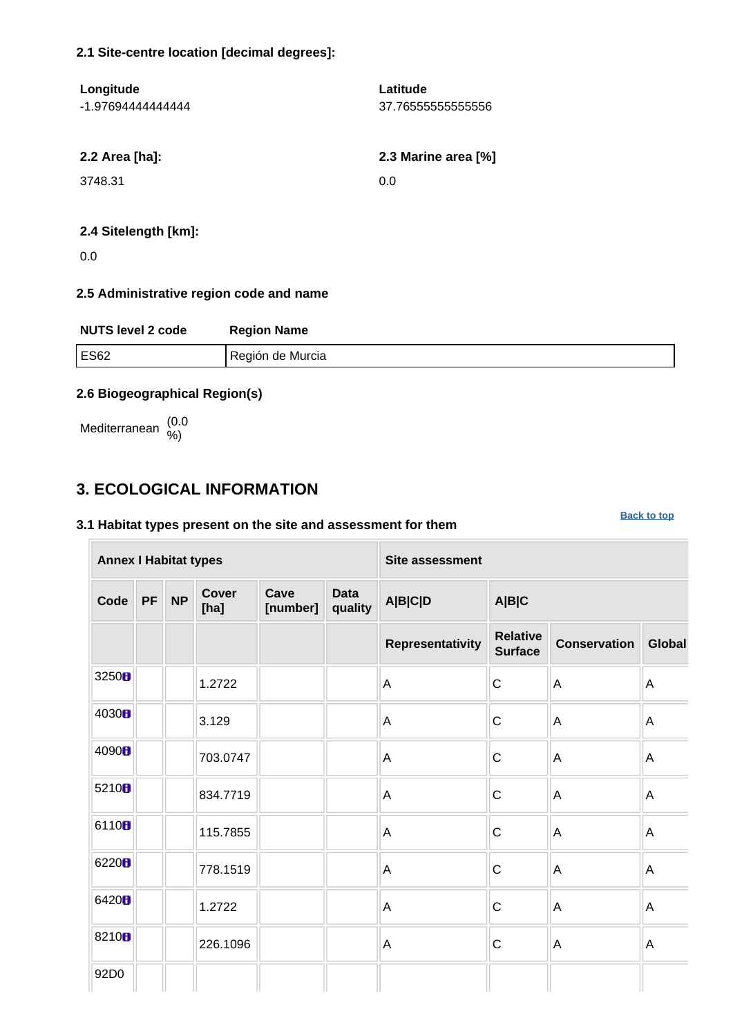### 2.1 Site-centre location [decimal degrees]:

| Longitude | Latitude |
|---|---|
| -1.97694444444444 | 37.76555555555556 |

| 2.2 Area [ha]: | 2.3 Marine area [%] |
|---|---|
| 3748.31 | 0.0 |

**2.4 Sitelength [km]:**

0.0

### 2.5 Administrative region code and name

| NUTS level 2 code | Region Name |
|---|---|
| ES62 | Región de Murcia |

### 2.6 Biogeographical Region(s)

Mediterranean (0.0 %)

## 3. ECOLOGICAL INFORMATION

Back to top

### 3.1 Habitat types present on the site and assessment for them

| Annex I Habitat types | | | | | | Site assessment | | | |
|---|---|---|---|---|---|---|---|---|---|
| Code | PF | NP | Cover [ha] | Cave [number] | Data quality | A\|B\|C\|D | A\|B\|C | | |
| | | | | | | Representativity | Relative Surface | Conservation | Global |
| 3250 | | | 1.2722 | | | A | C | A | A |
| 4030 | | | 3.129 | | | A | C | A | A |
| 4090 | | | 703.0747 | | | A | C | A | A |
| 5210 | | | 834.7719 | | | A | C | A | A |
| 6110 | | | 115.7855 | | | A | C | A | A |
| 6220 | | | 778.1519 | | | A | C | A | A |
| 6420 | | | 1.2722 | | | A | C | A | A |
| 8210 | | | 226.1096 | | | A | C | A | A |
| 92D0 | | | | | | | | | |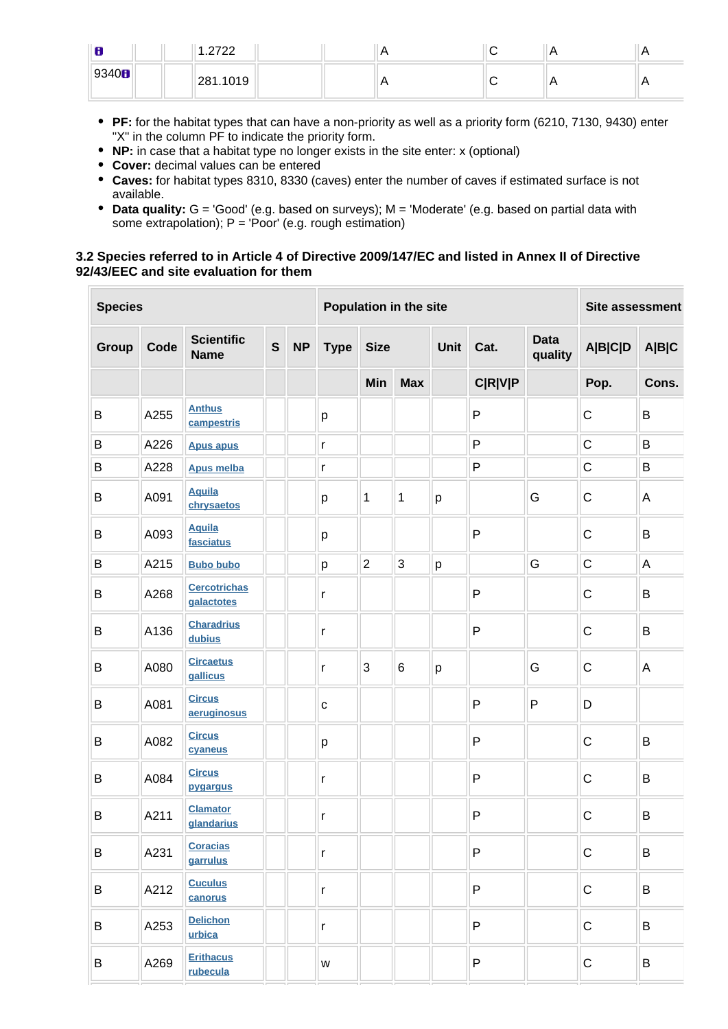| | | | 1.2722 | | | A | C | A | A |
|---|---|---|---|---|---|---|---|---|---|
| 9340 | | | 281.1019 | | | A | C | A | A |

- **PF:** for the habitat types that can have a non-priority as well as a priority form (6210, 7130, 9430) enter "X" in the column PF to indicate the priority form.
- **NP:** in case that a habitat type no longer exists in the site enter: x (optional)
- **Cover:** decimal values can be entered
- **Caves:** for habitat types 8310, 8330 (caves) enter the number of caves if estimated surface is not available.
- **Data quality:** G = 'Good' (e.g. based on surveys); M = 'Moderate' (e.g. based on partial data with some extrapolation); P = 'Poor' (e.g. rough estimation)

### 3.2 Species referred to in Article 4 of Directive 2009/147/EC and listed in Annex II of Directive 92/43/EEC and site evaluation for them

| Species | | | | | Population in the site | | | | | | Site assessment | |
|---|---|---|---|---|---|---|---|---|---|---|---|---|
| Group | Code | Scientific Name | S | NP | Type | Size | | Unit | Cat. | Data quality | A\|B\|C\|D | A\|B\|C |
| | | | | | | Min | Max | | C\|R\|V\|P | | Pop. | Cons. |
| B | A255 | Anthus campestris | | | p | | | | P | | C | B |
| B | A226 | Apus apus | | | r | | | | P | | C | B |
| B | A228 | Apus melba | | | r | | | | P | | C | B |
| B | A091 | Aquila chrysaetos | | | p | 1 | 1 | p | | G | C | A |
| B | A093 | Aquila fasciatus | | | p | | | | P | | C | B |
| B | A215 | Bubo bubo | | | p | 2 | 3 | p | | G | C | A |
| B | A268 | Cercotrichas galactotes | | | r | | | | P | | C | B |
| B | A136 | Charadrius dubius | | | r | | | | P | | C | B |
| B | A080 | Circaetus gallicus | | | r | 3 | 6 | p | | G | C | A |
| B | A081 | Circus aeruginosus | | | c | | | | P | P | D | |
| B | A082 | Circus cyaneus | | | p | | | | P | | C | B |
| B | A084 | Circus pygargus | | | r | | | | P | | C | B |
| B | A211 | Clamator glandarius | | | r | | | | P | | C | B |
| B | A231 | Coracias garrulus | | | r | | | | P | | C | B |
| B | A212 | Cuculus canorus | | | r | | | | P | | C | B |
| B | A253 | Delichon urbica | | | r | | | | P | | C | B |
| B | A269 | Erithacus rubecula | | | w | | | | P | | C | B |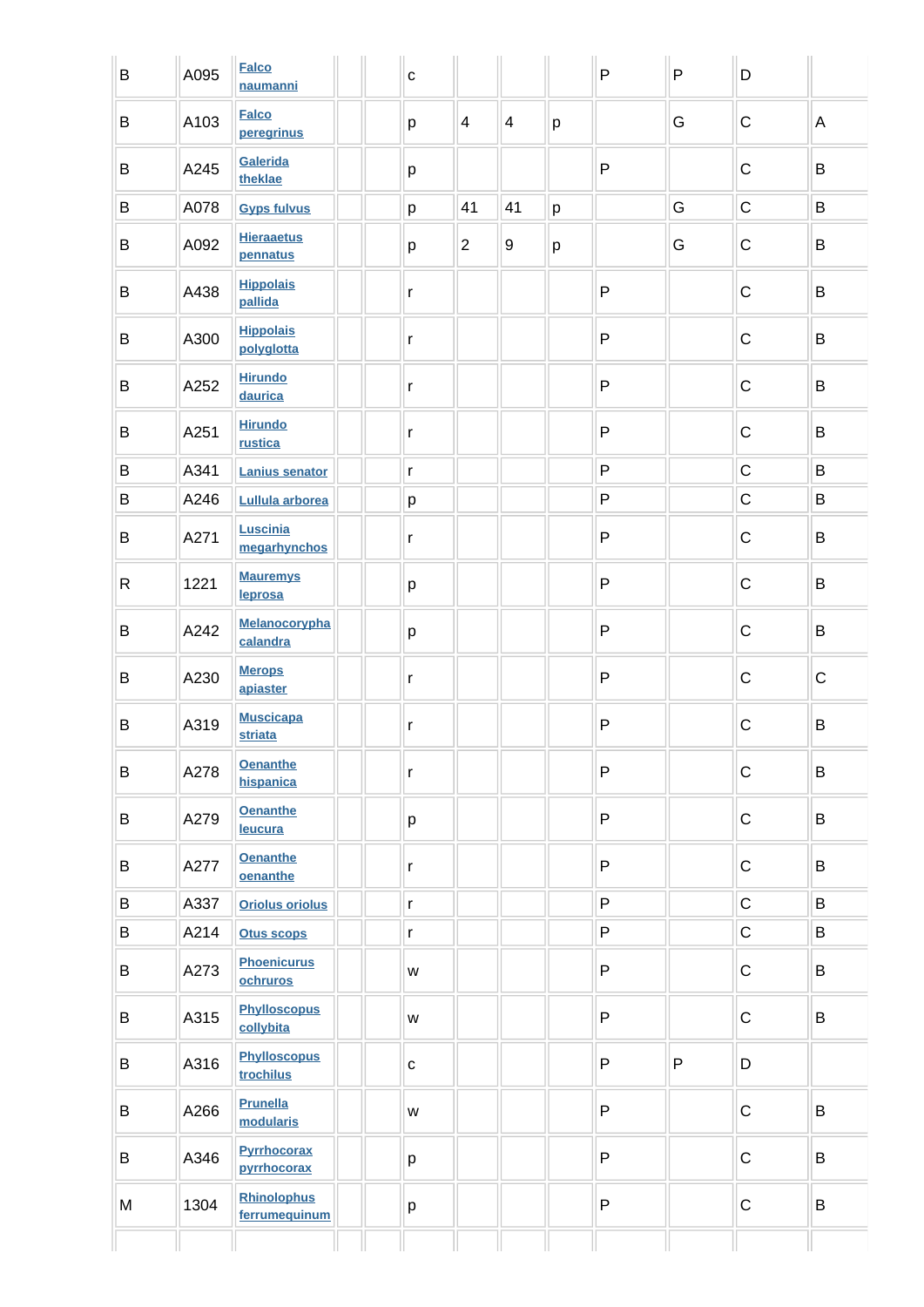| | | | | | | | | | | | | |
|---|---|---|---|---|---|---|---|---|---|---|---|---|
| B | A095 | Falco naumanni | | | c | | | | P | P | D | |
| B | A103 | Falco peregrinus | | | p | 4 | 4 | p | | G | C | A |
| B | A245 | Galerida theklae | | | p | | | | P | | C | B |
| B | A078 | Gyps fulvus | | | p | 41 | 41 | p | | G | C | B |
| B | A092 | Hieraaetus pennatus | | | p | 2 | 9 | p | | G | C | B |
| B | A438 | Hippolais pallida | | | r | | | | P | | C | B |
| B | A300 | Hippolais polyglotta | | | r | | | | P | | C | B |
| B | A252 | Hirundo daurica | | | r | | | | P | | C | B |
| B | A251 | Hirundo rustica | | | r | | | | P | | C | B |
| B | A341 | Lanius senator | | | r | | | | P | | C | B |
| B | A246 | Lullula arborea | | | p | | | | P | | C | B |
| B | A271 | Luscinia megarhynchos | | | r | | | | P | | C | B |
| R | 1221 | Mauremys leprosa | | | p | | | | P | | C | B |
| B | A242 | Melanocorypha calandra | | | p | | | | P | | C | B |
| B | A230 | Merops apiaster | | | r | | | | P | | C | C |
| B | A319 | Muscicapa striata | | | r | | | | P | | C | B |
| B | A278 | Oenanthe hispanica | | | r | | | | P | | C | B |
| B | A279 | Oenanthe leucura | | | p | | | | P | | C | B |
| B | A277 | Oenanthe oenanthe | | | r | | | | P | | C | B |
| B | A337 | Oriolus oriolus | | | r | | | | P | | C | B |
| B | A214 | Otus scops | | | r | | | | P | | C | B |
| B | A273 | Phoenicurus ochruros | | | w | | | | P | | C | B |
| B | A315 | Phylloscopus collybita | | | w | | | | P | | C | B |
| B | A316 | Phylloscopus trochilus | | | c | | | | P | P | D | |
| B | A266 | Prunella modularis | | | w | | | | P | | C | B |
| B | A346 | Pyrrhocorax pyrrhocorax | | | p | | | | P | | C | B |
| M | 1304 | Rhinolophus ferrumequinum | | | p | | | | P | | C | B |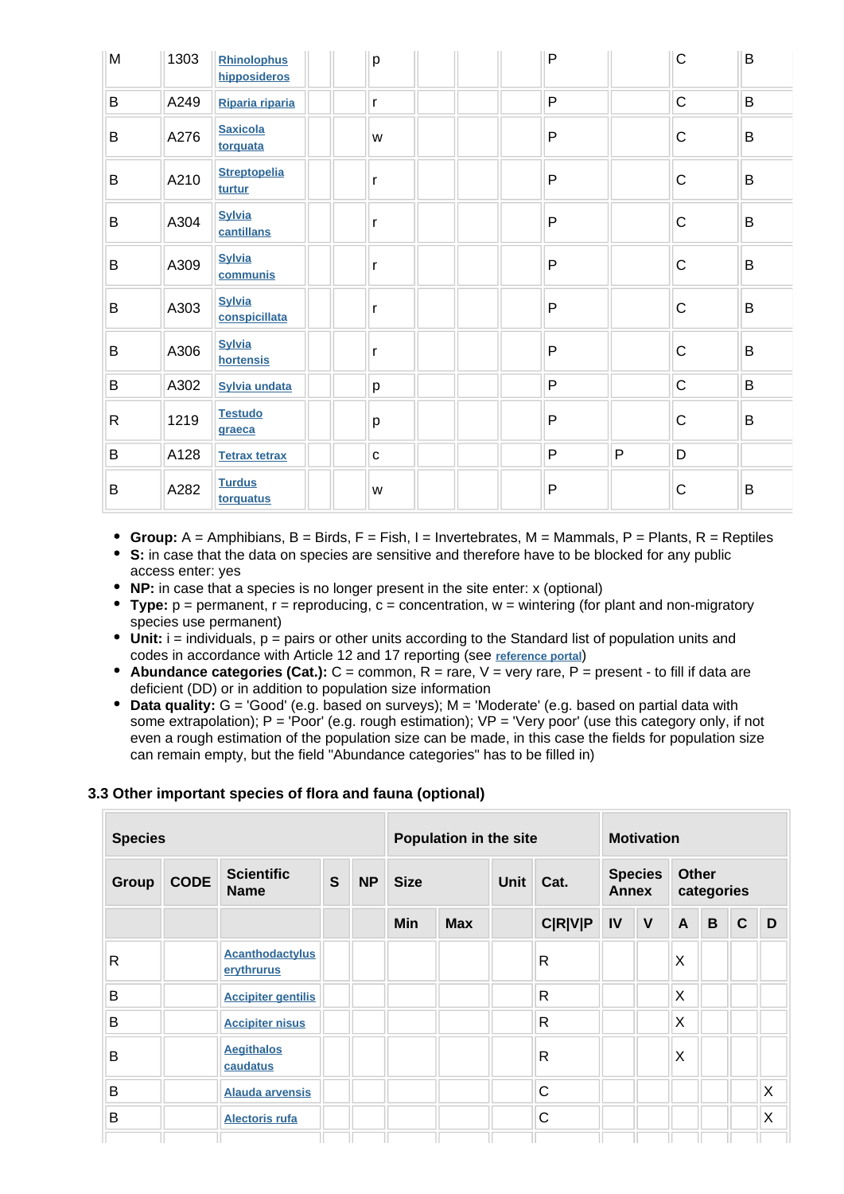| M | 1303 | Rhinolophus hipposideros | | | p | | | | P | | C | B |
|---|---|---|---|---|---|---|---|---|---|---|---|---|
| B | A249 | Riparia riparia | | | r | | | | P | | C | B |
| B | A276 | Saxicola torquata | | | w | | | | P | | C | B |
| B | A210 | Streptopelia turtur | | | r | | | | P | | C | B |
| B | A304 | Sylvia cantillans | | | r | | | | P | | C | B |
| B | A309 | Sylvia communis | | | r | | | | P | | C | B |
| B | A303 | Sylvia conspicillata | | | r | | | | P | | C | B |
| B | A306 | Sylvia hortensis | | | r | | | | P | | C | B |
| B | A302 | Sylvia undata | | | p | | | | P | | C | B |
| R | 1219 | Testudo graeca | | | p | | | | P | | C | B |
| B | A128 | Tetrax tetrax | | | c | | | | P | P | D | |
| B | A282 | Turdus torquatus | | | w | | | | P | | C | B |

- **Group:** A = Amphibians, B = Birds, F = Fish, I = Invertebrates, M = Mammals, P = Plants, R = Reptiles
- **S:** in case that the data on species are sensitive and therefore have to be blocked for any public access enter: yes
- **NP:** in case that a species is no longer present in the site enter: x (optional)
- **Type:** p = permanent, r = reproducing, c = concentration, w = wintering (for plant and non-migratory species use permanent)
- **Unit:** i = individuals, p = pairs or other units according to the Standard list of population units and codes in accordance with Article 12 and 17 reporting (see reference portal)
- **Abundance categories (Cat.):** C = common, R = rare, V = very rare, P = present - to fill if data are deficient (DD) or in addition to population size information
- **Data quality:** G = 'Good' (e.g. based on surveys); M = 'Moderate' (e.g. based on partial data with some extrapolation); P = 'Poor' (e.g. rough estimation); VP = 'Very poor' (use this category only, if not even a rough estimation of the population size can be made, in this case the fields for population size can remain empty, but the field "Abundance categories" has to be filled in)

### 3.3 Other important species of flora and fauna (optional)

| Species | | | | | Population in the site | | | | Motivation | | | | | |
|---|---|---|---|---|---|---|---|---|---|---|---|---|---|---|
| Group | CODE | Scientific Name | S | NP | Size | | Unit | Cat. | Species Annex | | Other categories | | | |
| | | | | | Min | Max | | C\|R\|V\|P | IV | V | A | B | C | D |
| R | | Acanthodactylus erythrurus | | | | | | R | | | X | | | |
| B | | Accipiter gentilis | | | | | | R | | | X | | | |
| B | | Accipiter nisus | | | | | | R | | | X | | | |
| B | | Aegithalos caudatus | | | | | | R | | | X | | | |
| B | | Alauda arvensis | | | | | | C | | | | | | X |
| B | | Alectoris rufa | | | | | | C | | | | | | X |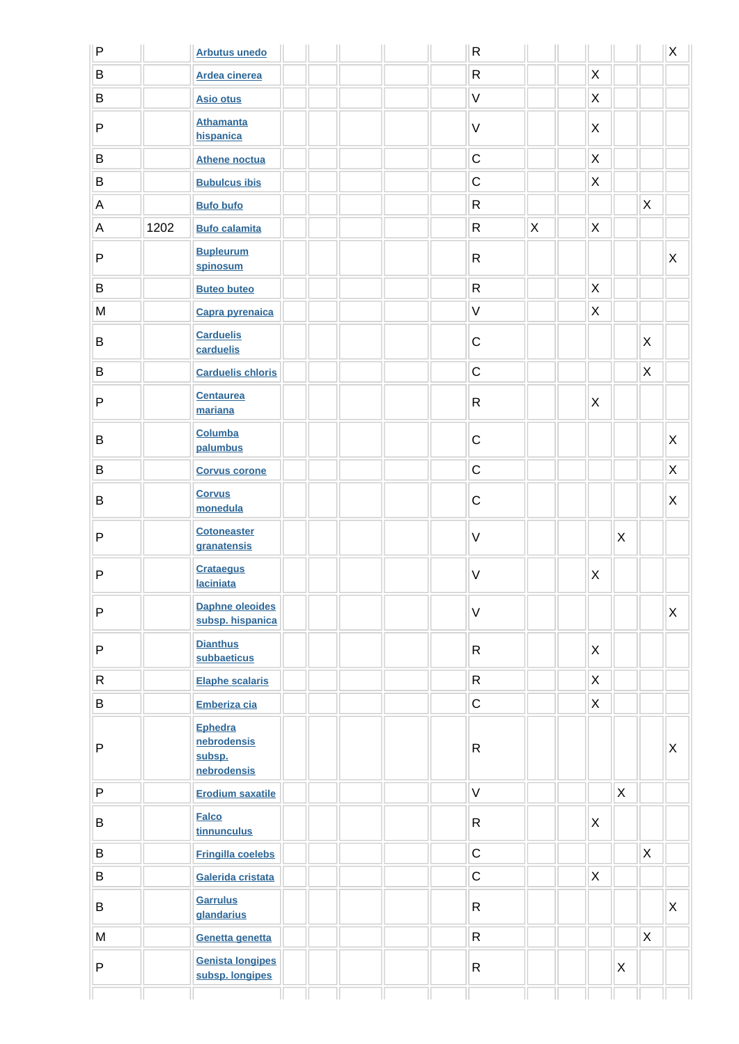| | | | | | | | | | | | | | | |
|---|---|---|---|---|---|---|---|---|---|---|---|---|---|---|
| P | | Arbutus unedo | | | | | | R | | | | | | X |
| B | | Ardea cinerea | | | | | | R | | | X | | | |
| B | | Asio otus | | | | | | V | | | X | | | |
| P | | Athamanta hispanica | | | | | | V | | | X | | | |
| B | | Athene noctua | | | | | | C | | | X | | | |
| B | | Bubulcus ibis | | | | | | C | | | X | | | |
| A | | Bufo bufo | | | | | | R | | | | | X | |
| A | 1202 | Bufo calamita | | | | | | R | X | | X | | | |
| P | | Bupleurum spinosum | | | | | | R | | | | | | X |
| B | | Buteo buteo | | | | | | R | | | X | | | |
| M | | Capra pyrenaica | | | | | | V | | | X | | | |
| B | | Carduelis carduelis | | | | | | C | | | | | X | |
| B | | Carduelis chloris | | | | | | C | | | | | X | |
| P | | Centaurea mariana | | | | | | R | | | X | | | |
| B | | Columba palumbus | | | | | | C | | | | | | X |
| B | | Corvus corone | | | | | | C | | | | | | X |
| B | | Corvus monedula | | | | | | C | | | | | | X |
| P | | Cotoneaster granatensis | | | | | | V | | | | X | | |
| P | | Crataegus laciniata | | | | | | V | | | X | | | |
| P | | Daphne oleoides subsp. hispanica | | | | | | V | | | | | | X |
| P | | Dianthus subbaeticus | | | | | | R | | | X | | | |
| R | | Elaphe scalaris | | | | | | R | | | X | | | |
| B | | Emberiza cia | | | | | | C | | | X | | | |
| P | | Ephedra nebrodensis subsp. nebrodensis | | | | | | R | | | | | | X |
| P | | Erodium saxatile | | | | | | V | | | | X | | |
| B | | Falco tinnunculus | | | | | | R | | | X | | | |
| B | | Fringilla coelebs | | | | | | C | | | | | X | |
| B | | Galerida cristata | | | | | | C | | | X | | | |
| B | | Garrulus glandarius | | | | | | R | | | | | | X |
| M | | Genetta genetta | | | | | | R | | | | | X | |
| P | | Genista longipes subsp. longipes | | | | | | R | | | | X | | |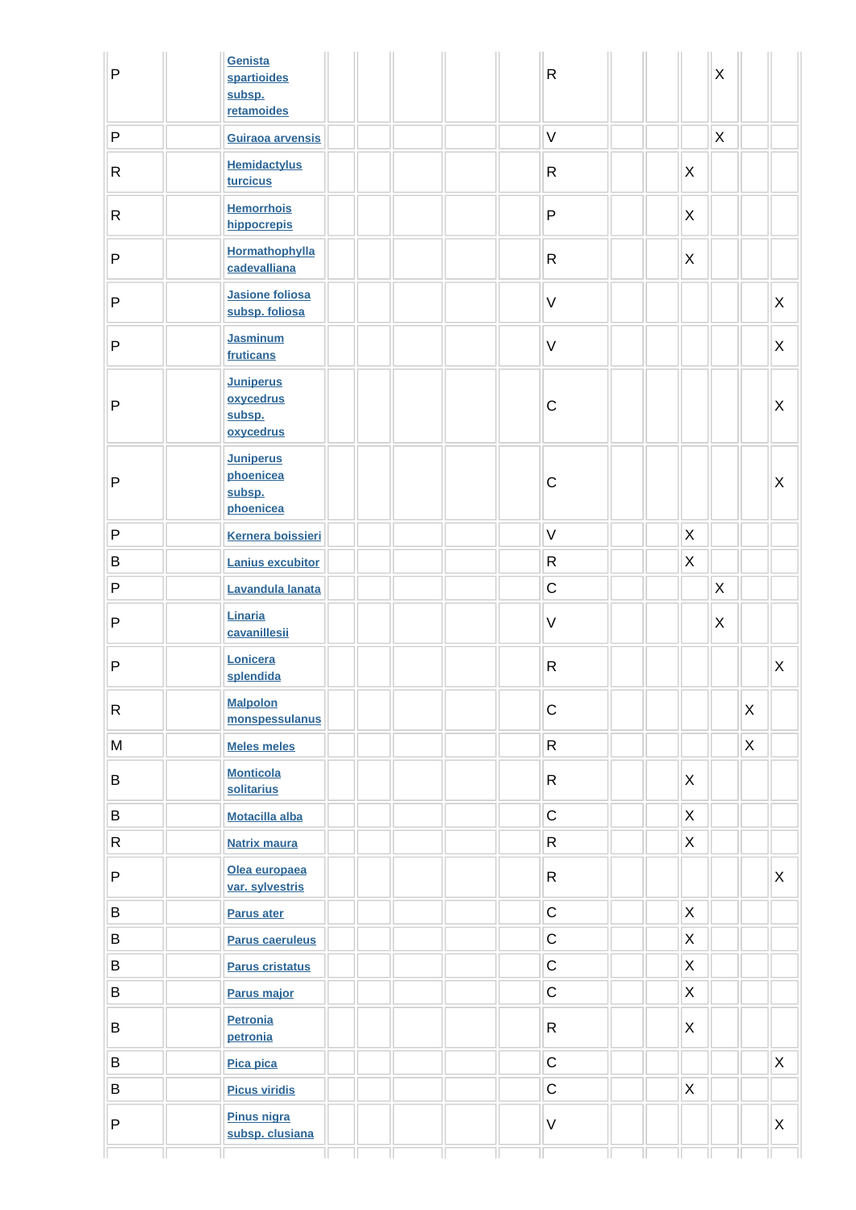| | | | | | | | | | | | | | | |
|---|---|---|---|---|---|---|---|---|---|---|---|---|---|---|
| P | | Genista spartioides subsp. retamoides | | | | | | R | | | | X | | |
| P | | Guiraoa arvensis | | | | | | V | | | | X | | |
| R | | Hemidactylus turcicus | | | | | | R | | | X | | | |
| R | | Hemorrhois hippocrepis | | | | | | P | | | X | | | |
| P | | Hormathophylla cadevalliana | | | | | | R | | | X | | | |
| P | | Jasione foliosa subsp. foliosa | | | | | | V | | | | | | X |
| P | | Jasminum fruticans | | | | | | V | | | | | | X |
| P | | Juniperus oxycedrus subsp. oxycedrus | | | | | | C | | | | | | X |
| P | | Juniperus phoenicea subsp. phoenicea | | | | | | C | | | | | | X |
| P | | Kernera boissieri | | | | | | V | | | X | | | |
| B | | Lanius excubitor | | | | | | R | | | X | | | |
| P | | Lavandula lanata | | | | | | C | | | | X | | |
| P | | Linaria cavanillesii | | | | | | V | | | | X | | |
| P | | Lonicera splendida | | | | | | R | | | | | | X |
| R | | Malpolon monspessulanus | | | | | | C | | | | | X | |
| M | | Meles meles | | | | | | R | | | | | X | |
| B | | Monticola solitarius | | | | | | R | | | X | | | |
| B | | Motacilla alba | | | | | | C | | | X | | | |
| R | | Natrix maura | | | | | | R | | | X | | | |
| P | | Olea europaea var. sylvestris | | | | | | R | | | | | | X |
| B | | Parus ater | | | | | | C | | | X | | | |
| B | | Parus caeruleus | | | | | | C | | | X | | | |
| B | | Parus cristatus | | | | | | C | | | X | | | |
| B | | Parus major | | | | | | C | | | X | | | |
| B | | Petronia petronia | | | | | | R | | | X | | | |
| B | | Pica pica | | | | | | C | | | | | | X |
| B | | Picus viridis | | | | | | C | | | X | | | |
| P | | Pinus nigra subsp. clusiana | | | | | | V | | | | | | X |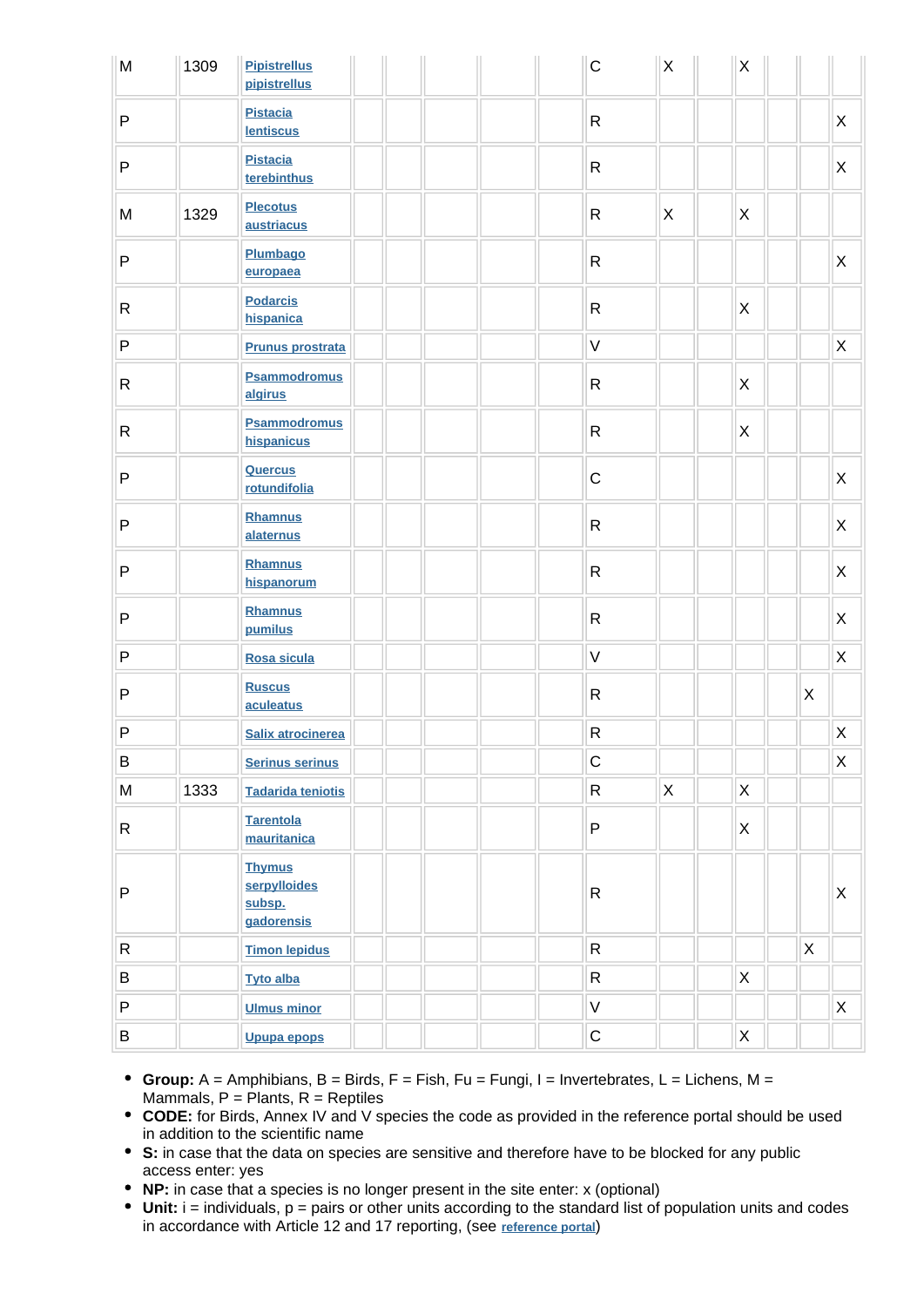| M | 1309 | Pipistrellus pipistrellus | | | | | | C | X | | X | | | |
|---|---|---|---|---|---|---|---|---|---|---|---|---|---|---|
| P | | Pistacia lentiscus | | | | | | R | | | | | | X |
| P | | Pistacia terebinthus | | | | | | R | | | | | | X |
| M | 1329 | Plecotus austriacus | | | | | | R | X | | X | | | |
| P | | Plumbago europaea | | | | | | R | | | | | | X |
| R | | Podarcis hispanica | | | | | | R | | | X | | | |
| P | | Prunus prostrata | | | | | | V | | | | | | X |
| R | | Psammodromus algirus | | | | | | R | | | X | | | |
| R | | Psammodromus hispanicus | | | | | | R | | | X | | | |
| P | | Quercus rotundifolia | | | | | | C | | | | | | X |
| P | | Rhamnus alaternus | | | | | | R | | | | | | X |
| P | | Rhamnus hispanorum | | | | | | R | | | | | | X |
| P | | Rhamnus pumilus | | | | | | R | | | | | | X |
| P | | Rosa sicula | | | | | | V | | | | | | X |
| P | | Ruscus aculeatus | | | | | | R | | | | | X | |
| P | | Salix atrocinerea | | | | | | R | | | | | | X |
| B | | Serinus serinus | | | | | | C | | | | | | X |
| M | 1333 | Tadarida teniotis | | | | | | R | X | | X | | | |
| R | | Tarentola mauritanica | | | | | | P | | | X | | | |
| P | | Thymus serpylloides subsp. gadorensis | | | | | | R | | | | | | X |
| R | | Timon lepidus | | | | | | R | | | | | X | |
| B | | Tyto alba | | | | | | R | | | X | | | |
| P | | Ulmus minor | | | | | | V | | | | | | X |
| B | | Upupa epops | | | | | | C | | | X | | | |

- **Group:** A = Amphibians, B = Birds, F = Fish, Fu = Fungi, I = Invertebrates, L = Lichens, M = Mammals, P = Plants, R = Reptiles
- **CODE:** for Birds, Annex IV and V species the code as provided in the reference portal should be used in addition to the scientific name
- **S:** in case that the data on species are sensitive and therefore have to be blocked for any public access enter: yes
- **NP:** in case that a species is no longer present in the site enter: x (optional)
- **Unit:** i = individuals, p = pairs or other units according to the standard list of population units and codes in accordance with Article 12 and 17 reporting, (see reference portal)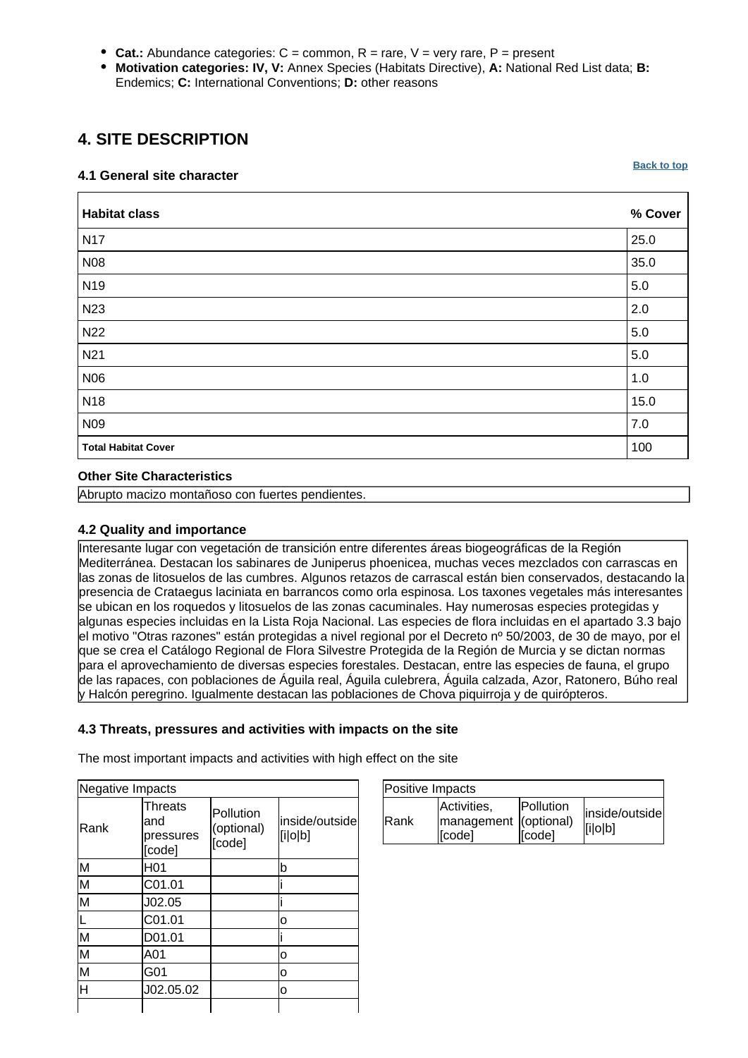- **Cat.:** Abundance categories: C = common, R = rare, V = very rare, P = present
- **Motivation categories: IV, V:** Annex Species (Habitats Directive), **A:** National Red List data; **B:** Endemics; **C:** International Conventions; **D:** other reasons

## 4. SITE DESCRIPTION

### 4.1 General site character

| Habitat class | % Cover |
|---|---|
| N17 | 25.0 |
| N08 | 35.0 |
| N19 | 5.0 |
| N23 | 2.0 |
| N22 | 5.0 |
| N21 | 5.0 |
| N06 | 1.0 |
| N18 | 15.0 |
| N09 | 7.0 |
| **Total Habitat Cover** | 100 |

**Other Site Characteristics**

Abrupto macizo montañoso con fuertes pendientes.

### 4.2 Quality and importance

Interesante lugar con vegetación de transición entre diferentes áreas biogeográficas de la Región Mediterránea. Destacan los sabinares de Juniperus phoenicea, muchas veces mezclados con carrascas en las zonas de litosuelos de las cumbres. Algunos retazos de carrascal están bien conservados, destacando la presencia de Crataegus laciniata en barrancos como orla espinosa. Los taxones vegetales más interesantes se ubican en los roquedos y litosuelos de las zonas cacuminales. Hay numerosas especies protegidas y algunas especies incluidas en la Lista Roja Nacional. Las especies de flora incluidas en el apartado 3.3 bajo el motivo "Otras razones" están protegidas a nivel regional por el Decreto nº 50/2003, de 30 de mayo, por el que se crea el Catálogo Regional de Flora Silvestre Protegida de la Región de Murcia y se dictan normas para el aprovechamiento de diversas especies forestales. Destacan, entre las especies de fauna, el grupo de las rapaces, con poblaciones de Águila real, Águila culebrera, Águila calzada, Azor, Ratonero, Búho real y Halcón peregrino. Igualmente destacan las poblaciones de Chova piquirroja y de quirópteros.

### 4.3 Threats, pressures and activities with impacts on the site

The most important impacts and activities with high effect on the site

| Negative Impacts | | | |
|---|---|---|---|
| Rank | Threats and pressures [code] | Pollution (optional) [code] | inside/outside [i\|o\|b] |
| M | H01 | | b |
| M | C01.01 | | i |
| M | J02.05 | | i |
| L | C01.01 | | o |
| M | D01.01 | | i |
| M | A01 | | o |
| M | G01 | | o |
| H | J02.05.02 | | o |
| | | | |

| Positive Impacts | | | |
|---|---|---|---|
| Rank | Activities, management [code] | Pollution (optional) [code] | inside/outside [i\|o\|b] |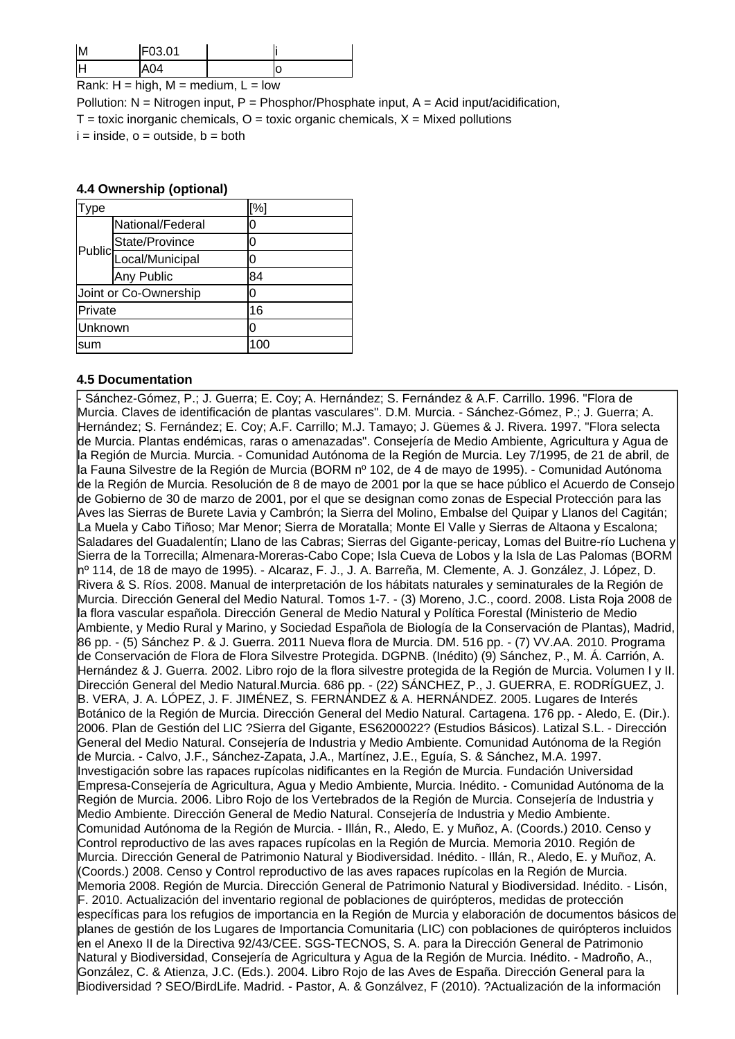| M | F03.01 | | i |
|---|---|---|---|
| H | A04 | | o |

Rank: H = high, M = medium, L = low

Pollution: N = Nitrogen input, P = Phosphor/Phosphate input, A = Acid input/acidification,

T = toxic inorganic chemicals, O = toxic organic chemicals, X = Mixed pollutions

i = inside, o = outside, b = both

#### 4.4 Ownership (optional)

| Type | | [%] |
|---|---|---|
| Public | National/Federal | 0 |
| | State/Province | 0 |
| | Local/Municipal | 0 |
| | Any Public | 84 |
| Joint or Co-Ownership | | 0 |
| Private | | 16 |
| Unknown | | 0 |
| sum | | 100 |

#### 4.5 Documentation

- Sánchez-Gómez, P.; J. Guerra; E. Coy; A. Hernández; S. Fernández & A.F. Carrillo. 1996. "Flora de Murcia. Claves de identificación de plantas vasculares". D.M. Murcia. - Sánchez-Gómez, P.; J. Guerra; A. Hernández; S. Fernández; E. Coy; A.F. Carrillo; M.J. Tamayo; J. Güemes & J. Rivera. 1997. "Flora selecta de Murcia. Plantas endémicas, raras o amenazadas". Consejería de Medio Ambiente, Agricultura y Agua de la Región de Murcia. Murcia. - Comunidad Autónoma de la Región de Murcia. Ley 7/1995, de 21 de abril, de la Fauna Silvestre de la Región de Murcia (BORM nº 102, de 4 de mayo de 1995). - Comunidad Autónoma de la Región de Murcia. Resolución de 8 de mayo de 2001 por la que se hace público el Acuerdo de Consejo de Gobierno de 30 de marzo de 2001, por el que se designan como zonas de Especial Protección para las Aves las Sierras de Burete Lavia y Cambrón; la Sierra del Molino, Embalse del Quipar y Llanos del Cagitán; La Muela y Cabo Tiñoso; Mar Menor; Sierra de Moratalla; Monte El Valle y Sierras de Altaona y Escalona; Saladares del Guadalentín; Llano de las Cabras; Sierras del Gigante-pericay, Lomas del Buitre-río Luchena y Sierra de la Torrecilla; Almenara-Moreras-Cabo Cope; Isla Cueva de Lobos y la Isla de Las Palomas (BORM nº 114, de 18 de mayo de 1995). - Alcaraz, F. J., J. A. Barreña, M. Clemente, A. J. González, J. López, D. Rivera & S. Ríos. 2008. Manual de interpretación de los hábitats naturales y seminaturales de la Región de Murcia. Dirección General del Medio Natural. Tomos 1-7. - (3) Moreno, J.C., coord. 2008. Lista Roja 2008 de la flora vascular española. Dirección General de Medio Natural y Política Forestal (Ministerio de Medio Ambiente, y Medio Rural y Marino, y Sociedad Española de Biología de la Conservación de Plantas), Madrid, 86 pp. - (5) Sánchez P. & J. Guerra. 2011 Nueva flora de Murcia. DM. 516 pp. - (7) VV.AA. 2010. Programa de Conservación de Flora de Flora Silvestre Protegida. DGPNB. (Inédito) (9) Sánchez, P., M. Á. Carrión, A. Hernández & J. Guerra. 2002. Libro rojo de la flora silvestre protegida de la Región de Murcia. Volumen I y II. Dirección General del Medio Natural.Murcia. 686 pp. - (22) SÁNCHEZ, P., J. GUERRA, E. RODRÍGUEZ, J. B. VERA, J. A. LÓPEZ, J. F. JIMÉNEZ, S. FERNÁNDEZ & A. HERNÁNDEZ. 2005. Lugares de Interés Botánico de la Región de Murcia. Dirección General del Medio Natural. Cartagena. 176 pp. - Aledo, E. (Dir.). 2006. Plan de Gestión del LIC ?Sierra del Gigante, ES6200022? (Estudios Básicos). Latizal S.L. - Dirección General del Medio Natural. Consejería de Industria y Medio Ambiente. Comunidad Autónoma de la Región de Murcia. - Calvo, J.F., Sánchez-Zapata, J.A., Martínez, J.E., Eguía, S. & Sánchez, M.A. 1997. Investigación sobre las rapaces rupícolas nidificantes en la Región de Murcia. Fundación Universidad Empresa-Consejería de Agricultura, Agua y Medio Ambiente, Murcia. Inédito. - Comunidad Autónoma de la Región de Murcia. 2006. Libro Rojo de los Vertebrados de la Región de Murcia. Consejería de Industria y Medio Ambiente. Dirección General de Medio Natural. Consejería de Industria y Medio Ambiente. Comunidad Autónoma de la Región de Murcia. - Illán, R., Aledo, E. y Muñoz, A. (Coords.) 2010. Censo y Control reproductivo de las aves rapaces rupícolas en la Región de Murcia. Memoria 2010. Región de Murcia. Dirección General de Patrimonio Natural y Biodiversidad. Inédito. - Illán, R., Aledo, E. y Muñoz, A. (Coords.) 2008. Censo y Control reproductivo de las aves rapaces rupícolas en la Región de Murcia. Memoria 2008. Región de Murcia. Dirección General de Patrimonio Natural y Biodiversidad. Inédito. - Lisón, F. 2010. Actualización del inventario regional de poblaciones de quirópteros, medidas de protección específicas para los refugios de importancia en la Región de Murcia y elaboración de documentos básicos de planes de gestión de los Lugares de Importancia Comunitaria (LIC) con poblaciones de quirópteros incluidos en el Anexo II de la Directiva 92/43/CEE. SGS-TECNOS, S. A. para la Dirección General de Patrimonio Natural y Biodiversidad, Consejería de Agricultura y Agua de la Región de Murcia. Inédito. - Madroño, A., González, C. & Atienza, J.C. (Eds.). 2004. Libro Rojo de las Aves de España. Dirección General para la Biodiversidad ? SEO/BirdLife. Madrid. - Pastor, A. & Gonzálvez, F (2010). ?Actualización de la información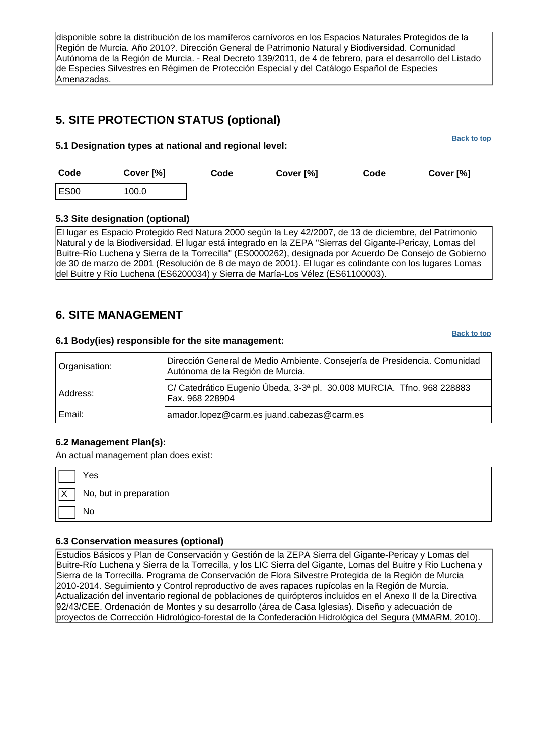disponible sobre la distribución de los mamíferos carnívoros en los Espacios Naturales Protegidos de la Región de Murcia. Año 2010?. Dirección General de Patrimonio Natural y Biodiversidad. Comunidad Autónoma de la Región de Murcia. - Real Decreto 139/2011, de 4 de febrero, para el desarrollo del Listado de Especies Silvestres en Régimen de Protección Especial y del Catálogo Español de Especies Amenazadas.

## 5. SITE PROTECTION STATUS (optional)

Back to top

### 5.1 Designation types at national and regional level:

| Code | Cover [%] | Code | Cover [%] | Code | Cover [%] |
|---|---|---|---|---|---|
| ES00 | 100.0 | | | | |

### 5.3 Site designation (optional)

El lugar es Espacio Protegido Red Natura 2000 según la Ley 42/2007, de 13 de diciembre, del Patrimonio Natural y de la Biodiversidad. El lugar está integrado en la ZEPA "Sierras del Gigante-Pericay, Lomas del Buitre-Río Luchena y Sierra de la Torrecilla" (ES0000262), designada por Acuerdo De Consejo de Gobierno de 30 de marzo de 2001 (Resolución de 8 de mayo de 2001). El lugar es colindante con los lugares Lomas del Buitre y Río Luchena (ES6200034) y Sierra de María-Los Vélez (ES61100003).

## 6. SITE MANAGEMENT

Back to top

### 6.1 Body(ies) responsible for the site management:

| | |
|---|---|
| Organisation: | Dirección General de Medio Ambiente. Consejería de Presidencia. Comunidad Autónoma de la Región de Murcia. |
| Address: | C/ Catedrático Eugenio Úbeda, 3-3ª pl. 30.008 MURCIA. Tfno. 968 228883 Fax. 968 228904 |
| Email: | amador.lopez@carm.es juand.cabezas@carm.es |

### 6.2 Management Plan(s):

An actual management plan does exist:

| | |
|---|---|
| | Yes |
| X | No, but in preparation |
| | No |

### 6.3 Conservation measures (optional)

Estudios Básicos y Plan de Conservación y Gestión de la ZEPA Sierra del Gigante-Pericay y Lomas del Buitre-Río Luchena y Sierra de la Torrecilla, y los LIC Sierra del Gigante, Lomas del Buitre y Rio Luchena y Sierra de la Torrecilla. Programa de Conservación de Flora Silvestre Protegida de la Región de Murcia 2010-2014. Seguimiento y Control reproductivo de aves rapaces rupícolas en la Región de Murcia. Actualización del inventario regional de poblaciones de quirópteros incluidos en el Anexo II de la Directiva 92/43/CEE. Ordenación de Montes y su desarrollo (área de Casa Iglesias). Diseño y adecuación de proyectos de Corrección Hidrológico-forestal de la Confederación Hidrológica del Segura (MMARM, 2010).